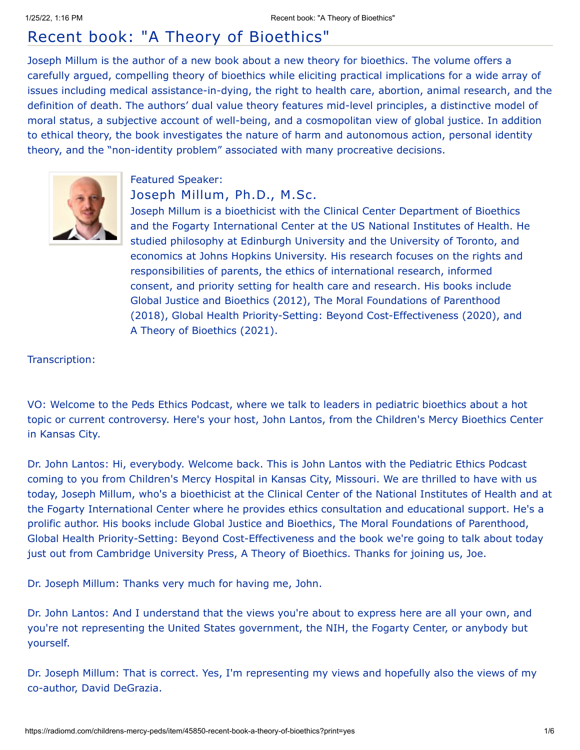# Recent book: "A Theory of Bioethics"

Joseph Millum is the author of a new book about a new theory for bioethics. The volume offers a carefully argued, compelling theory of bioethics while eliciting practical implications for a wide array of issues including medical assistance-in-dying, the right to health care, abortion, animal research, and the definition of death. The authors' dual value theory features mid-level principles, a distinctive model of moral status, a subjective account of well-being, and a cosmopolitan view of global justice. In addition to ethical theory, the book investigates the nature of harm and autonomous action, personal identity theory, and the "non-identity problem" associated with many procreative decisions.

Featured Speaker:

## Joseph Millum, Ph.D., M.Sc.

Joseph Millum is a bioethicist with the Clinical Center Department of Bioethics and the Fogarty International Center at the US National Institutes of Health. He studied philosophy at Edinburgh University and the University of Toronto, and economics at Johns Hopkins University. His research focuses on the rights and responsibilities of parents, the ethics of international research, informed consent, and priority setting for health care and research. His books include Global Justice and Bioethics (2012), The Moral Foundations of Parenthood (2018), Global Health Priority-Setting: Beyond Cost-Effectiveness (2020), and A Theory of Bioethics (2021).

Transcription:

VO: Welcome to the Peds Ethics Podcast, where we talk to leaders in pediatric bioethics about a hot topic or current controversy. Here's your host, John Lantos, from the Children's Mercy Bioethics Center in Kansas City.

Dr. John Lantos: Hi, everybody. Welcome back. This is John Lantos with the Pediatric Ethics Podcast coming to you from Children's Mercy Hospital in Kansas City, Missouri. We are thrilled to have with us today, Joseph Millum, who's a bioethicist at the Clinical Center of the National Institutes of Health and at the Fogarty International Center where he provides ethics consultation and educational support. He's a prolific author. His books include Global Justice and Bioethics, The Moral Foundations of Parenthood, Global Health Priority-Setting: Beyond Cost-Effectiveness and the book we're going to talk about today just out from Cambridge University Press, A Theory of Bioethics. Thanks for joining us, Joe.

Dr. Joseph Millum: Thanks very much for having me, John.

Dr. John Lantos: And I understand that the views you're about to express here are all your own, and you're not representing the United States government, the NIH, the Fogarty Center, or anybody but yourself.

Dr. Joseph Millum: That is correct. Yes, I'm representing my views and hopefully also the views of my co-author, David DeGrazia.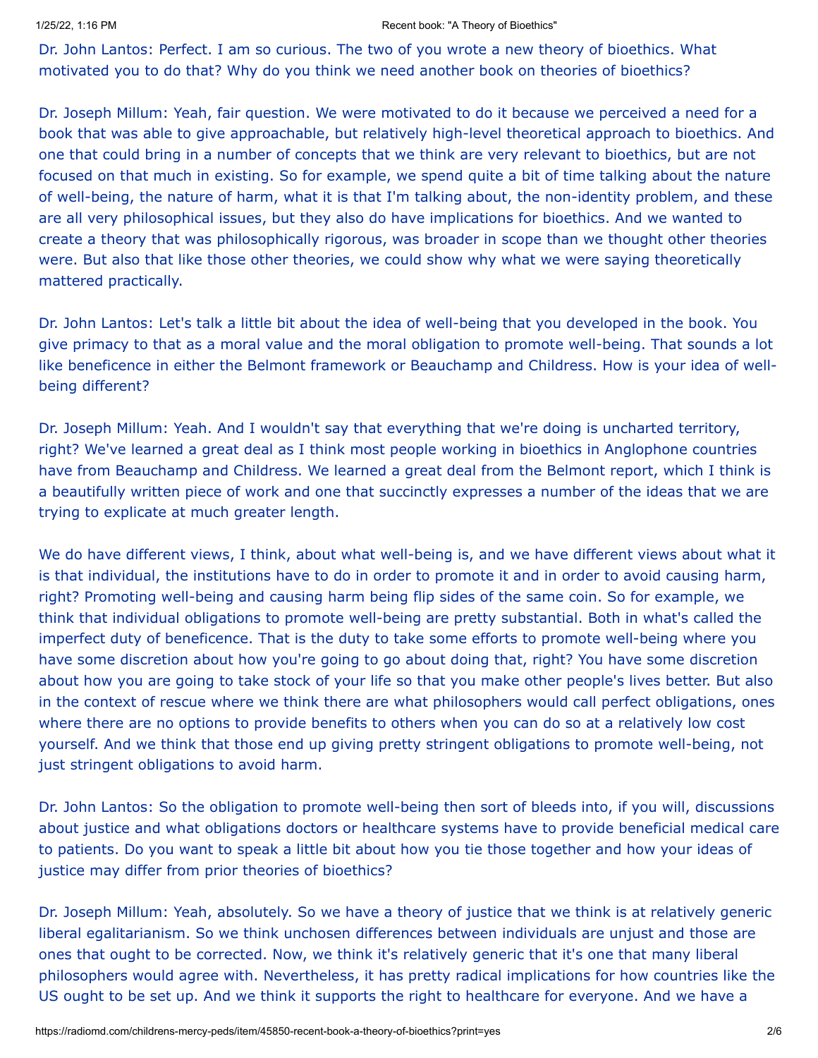Dr. John Lantos: Perfect. I am so curious. The two of you wrote a new theory of bioethics. What motivated you to do that? Why do you think we need another book on theories of bioethics?

Dr. Joseph Millum: Yeah, fair question. We were motivated to do it because we perceived a need for a book that was able to give approachable, but relatively high-level theoretical approach to bioethics. And one that could bring in a number of concepts that we think are very relevant to bioethics, but are not focused on that much in existing. So for example, we spend quite a bit of time talking about the nature of well-being, the nature of harm, what it is that I'm talking about, the non-identity problem, and these are all very philosophical issues, but they also do have implications for bioethics. And we wanted to create a theory that was philosophically rigorous, was broader in scope than we thought other theories were. But also that like those other theories, we could show why what we were saying theoretically mattered practically.

Dr. John Lantos: Let's talk a little bit about the idea of well-being that you developed in the book. You give primacy to that as a moral value and the moral obligation to promote well-being. That sounds a lot like beneficence in either the Belmont framework or Beauchamp and Childress. How is your idea of well-being different?

Dr. Joseph Millum: Yeah. And I wouldn't say that everything that we're doing is uncharted territory, right? We've learned a great deal as I think most people working in bioethics in Anglophone countries have from Beauchamp and Childress. We learned a great deal from the Belmont report, which I think is a beautifully written piece of work and one that succinctly expresses a number of the ideas that we are trying to explicate at much greater length.

We do have different views, I think, about what well-being is, and we have different views about what it is that individual, the institutions have to do in order to promote it and in order to avoid causing harm, right? Promoting well-being and causing harm being flip sides of the same coin. So for example, we think that individual obligations to promote well-being are pretty substantial. Both in what's called the imperfect duty of beneficence. That is the duty to take some efforts to promote well-being where you have some discretion about how you're going to go about doing that, right? You have some discretion about how you are going to take stock of your life so that you make other people's lives better. But also in the context of rescue where we think there are what philosophers would call perfect obligations, ones where there are no options to provide benefits to others when you can do so at a relatively low cost yourself. And we think that those end up giving pretty stringent obligations to promote well-being, not just stringent obligations to avoid harm.

Dr. John Lantos: So the obligation to promote well-being then sort of bleeds into, if you will, discussions about justice and what obligations doctors or healthcare systems have to provide beneficial medical care to patients. Do you want to speak a little bit about how you tie those together and how your ideas of justice may differ from prior theories of bioethics?

Dr. Joseph Millum: Yeah, absolutely. So we have a theory of justice that we think is at relatively generic liberal egalitarianism. So we think unchosen differences between individuals are unjust and those are ones that ought to be corrected. Now, we think it's relatively generic that it's one that many liberal philosophers would agree with. Nevertheless, it has pretty radical implications for how countries like the US ought to be set up. And we think it supports the right to healthcare for everyone. And we have a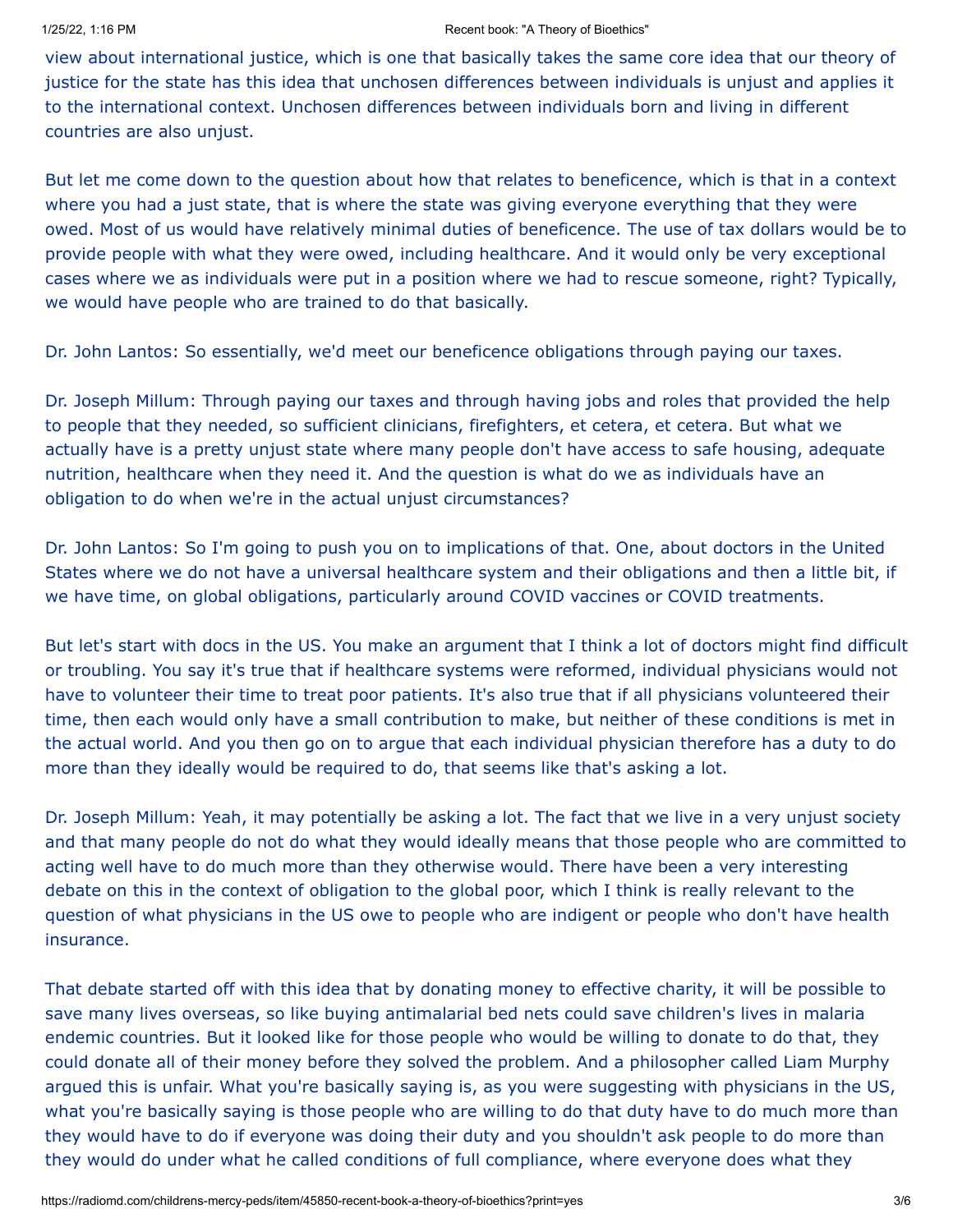view about international justice, which is one that basically takes the same core idea that our theory of justice for the state has this idea that unchosen differences between individuals is unjust and applies it to the international context. Unchosen differences between individuals born and living in different countries are also unjust.

But let me come down to the question about how that relates to beneficence, which is that in a context where you had a just state, that is where the state was giving everyone everything that they were owed. Most of us would have relatively minimal duties of beneficence. The use of tax dollars would be to provide people with what they were owed, including healthcare. And it would only be very exceptional cases where we as individuals were put in a position where we had to rescue someone, right? Typically, we would have people who are trained to do that basically.

Dr. John Lantos: So essentially, we'd meet our beneficence obligations through paying our taxes.

Dr. Joseph Millum: Through paying our taxes and through having jobs and roles that provided the help to people that they needed, so sufficient clinicians, firefighters, et cetera, et cetera. But what we actually have is a pretty unjust state where many people don't have access to safe housing, adequate nutrition, healthcare when they need it. And the question is what do we as individuals have an obligation to do when we're in the actual unjust circumstances?

Dr. John Lantos: So I'm going to push you on to implications of that. One, about doctors in the United States where we do not have a universal healthcare system and their obligations and then a little bit, if we have time, on global obligations, particularly around COVID vaccines or COVID treatments.

But let's start with docs in the US. You make an argument that I think a lot of doctors might find difficult or troubling. You say it's true that if healthcare systems were reformed, individual physicians would not have to volunteer their time to treat poor patients. It's also true that if all physicians volunteered their time, then each would only have a small contribution to make, but neither of these conditions is met in the actual world. And you then go on to argue that each individual physician therefore has a duty to do more than they ideally would be required to do, that seems like that's asking a lot.

Dr. Joseph Millum: Yeah, it may potentially be asking a lot. The fact that we live in a very unjust society and that many people do not do what they would ideally means that those people who are committed to acting well have to do much more than they otherwise would. There have been a very interesting debate on this in the context of obligation to the global poor, which I think is really relevant to the question of what physicians in the US owe to people who are indigent or people who don't have health insurance.

That debate started off with this idea that by donating money to effective charity, it will be possible to save many lives overseas, so like buying antimalarial bed nets could save children's lives in malaria endemic countries. But it looked like for those people who would be willing to donate to do that, they could donate all of their money before they solved the problem. And a philosopher called Liam Murphy argued this is unfair. What you're basically saying is, as you were suggesting with physicians in the US, what you're basically saying is those people who are willing to do that duty have to do much more than they would have to do if everyone was doing their duty and you shouldn't ask people to do more than they would do under what he called conditions of full compliance, where everyone does what they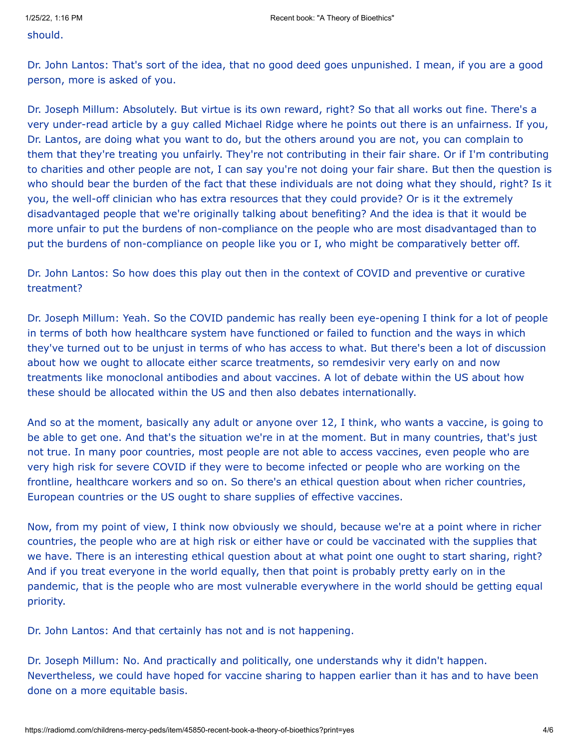should.

Dr. John Lantos: That's sort of the idea, that no good deed goes unpunished. I mean, if you are a good person, more is asked of you.

Dr. Joseph Millum: Absolutely. But virtue is its own reward, right? So that all works out fine. There's a very under-read article by a guy called Michael Ridge where he points out there is an unfairness. If you, Dr. Lantos, are doing what you want to do, but the others around you are not, you can complain to them that they're treating you unfairly. They're not contributing in their fair share. Or if I'm contributing to charities and other people are not, I can say you're not doing your fair share. But then the question is who should bear the burden of the fact that these individuals are not doing what they should, right? Is it you, the well-off clinician who has extra resources that they could provide? Or is it the extremely disadvantaged people that we're originally talking about benefiting? And the idea is that it would be more unfair to put the burdens of non-compliance on the people who are most disadvantaged than to put the burdens of non-compliance on people like you or I, who might be comparatively better off.

Dr. John Lantos: So how does this play out then in the context of COVID and preventive or curative treatment?

Dr. Joseph Millum: Yeah. So the COVID pandemic has really been eye-opening I think for a lot of people in terms of both how healthcare system have functioned or failed to function and the ways in which they've turned out to be unjust in terms of who has access to what. But there's been a lot of discussion about how we ought to allocate either scarce treatments, so remdesivir very early on and now treatments like monoclonal antibodies and about vaccines. A lot of debate within the US about how these should be allocated within the US and then also debates internationally.

And so at the moment, basically any adult or anyone over 12, I think, who wants a vaccine, is going to be able to get one. And that's the situation we're in at the moment. But in many countries, that's just not true. In many poor countries, most people are not able to access vaccines, even people who are very high risk for severe COVID if they were to become infected or people who are working on the frontline, healthcare workers and so on. So there's an ethical question about when richer countries, European countries or the US ought to share supplies of effective vaccines.

Now, from my point of view, I think now obviously we should, because we're at a point where in richer countries, the people who are at high risk or either have or could be vaccinated with the supplies that we have. There is an interesting ethical question about at what point one ought to start sharing, right? And if you treat everyone in the world equally, then that point is probably pretty early on in the pandemic, that is the people who are most vulnerable everywhere in the world should be getting equal priority.

Dr. John Lantos: And that certainly has not and is not happening.

Dr. Joseph Millum: No. And practically and politically, one understands why it didn't happen. Nevertheless, we could have hoped for vaccine sharing to happen earlier than it has and to have been done on a more equitable basis.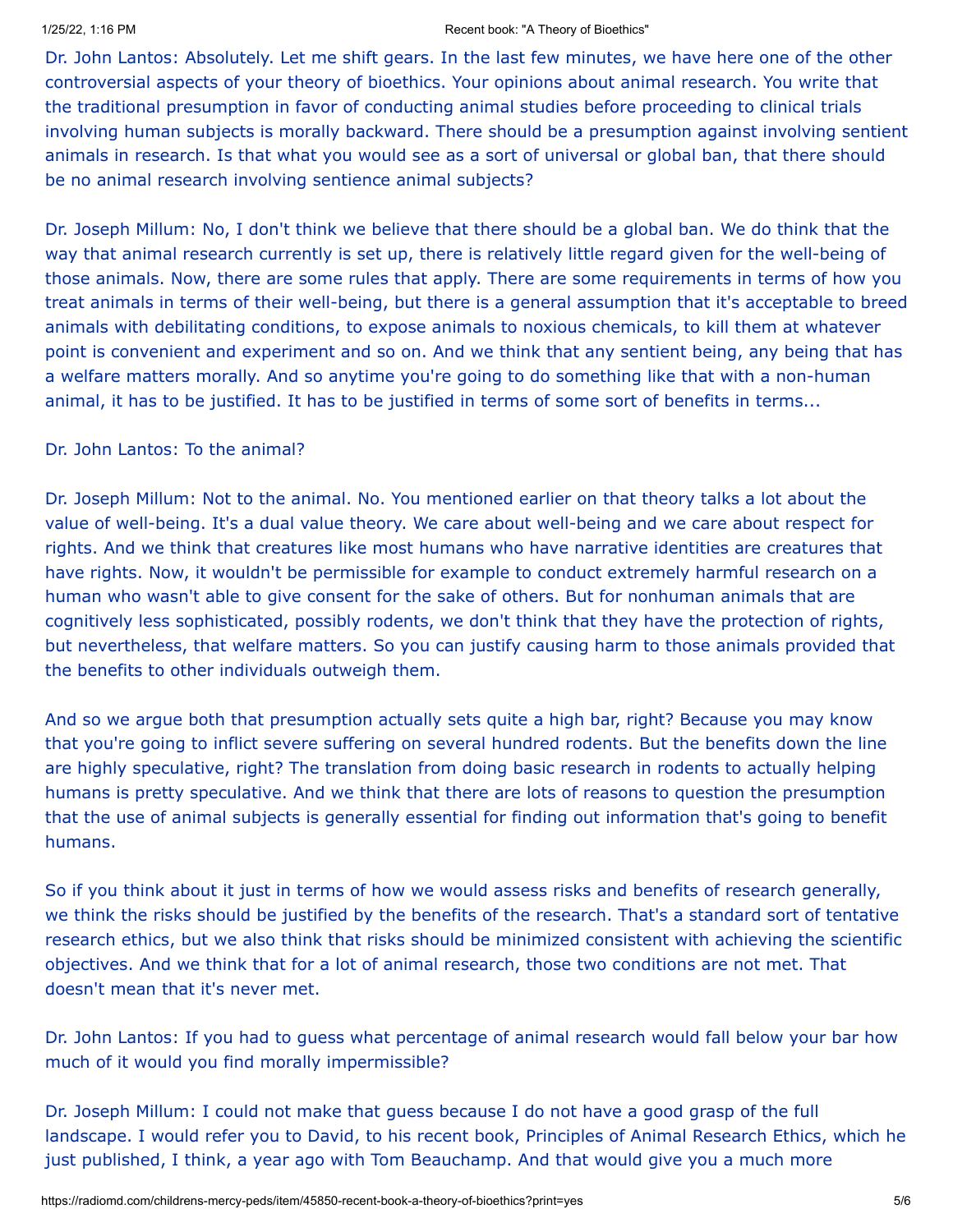Dr. John Lantos: Absolutely. Let me shift gears. In the last few minutes, we have here one of the other controversial aspects of your theory of bioethics. Your opinions about animal research. You write that the traditional presumption in favor of conducting animal studies before proceeding to clinical trials involving human subjects is morally backward. There should be a presumption against involving sentient animals in research. Is that what you would see as a sort of universal or global ban, that there should be no animal research involving sentience animal subjects?

Dr. Joseph Millum: No, I don't think we believe that there should be a global ban. We do think that the way that animal research currently is set up, there is relatively little regard given for the well-being of those animals. Now, there are some rules that apply. There are some requirements in terms of how you treat animals in terms of their well-being, but there is a general assumption that it's acceptable to breed animals with debilitating conditions, to expose animals to noxious chemicals, to kill them at whatever point is convenient and experiment and so on. And we think that any sentient being, any being that has a welfare matters morally. And so anytime you're going to do something like that with a non-human animal, it has to be justified. It has to be justified in terms of some sort of benefits in terms...

Dr. John Lantos: To the animal?

Dr. Joseph Millum: Not to the animal. No. You mentioned earlier on that theory talks a lot about the value of well-being. It's a dual value theory. We care about well-being and we care about respect for rights. And we think that creatures like most humans who have narrative identities are creatures that have rights. Now, it wouldn't be permissible for example to conduct extremely harmful research on a human who wasn't able to give consent for the sake of others. But for nonhuman animals that are cognitively less sophisticated, possibly rodents, we don't think that they have the protection of rights, but nevertheless, that welfare matters. So you can justify causing harm to those animals provided that the benefits to other individuals outweigh them.

And so we argue both that presumption actually sets quite a high bar, right? Because you may know that you're going to inflict severe suffering on several hundred rodents. But the benefits down the line are highly speculative, right? The translation from doing basic research in rodents to actually helping humans is pretty speculative. And we think that there are lots of reasons to question the presumption that the use of animal subjects is generally essential for finding out information that's going to benefit humans.

So if you think about it just in terms of how we would assess risks and benefits of research generally, we think the risks should be justified by the benefits of the research. That's a standard sort of tentative research ethics, but we also think that risks should be minimized consistent with achieving the scientific objectives. And we think that for a lot of animal research, those two conditions are not met. That doesn't mean that it's never met.

Dr. John Lantos: If you had to guess what percentage of animal research would fall below your bar how much of it would you find morally impermissible?

Dr. Joseph Millum: I could not make that guess because I do not have a good grasp of the full landscape. I would refer you to David, to his recent book, Principles of Animal Research Ethics, which he just published, I think, a year ago with Tom Beauchamp. And that would give you a much more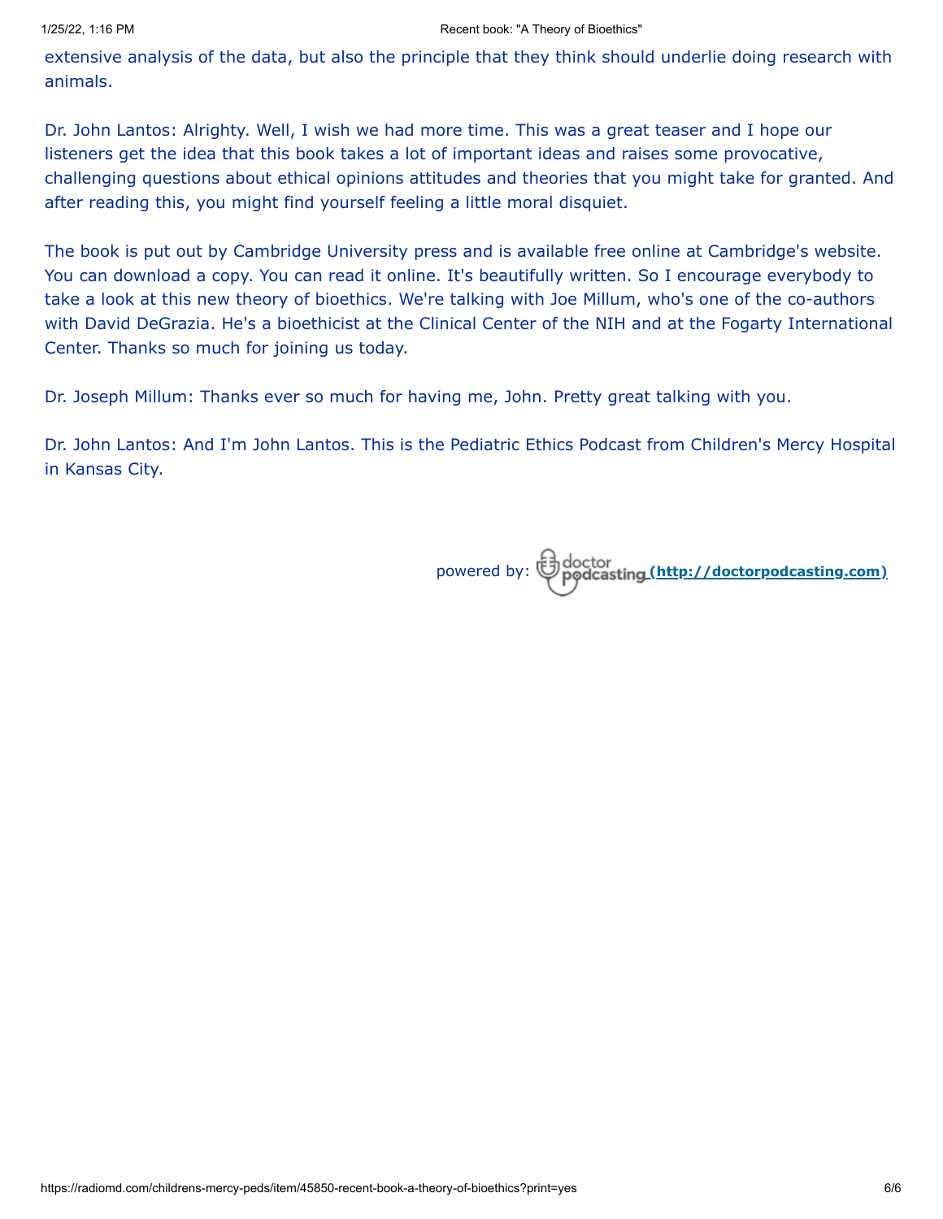extensive analysis of the data, but also the principle that they think should underlie doing research with animals.

Dr. John Lantos: Alrighty. Well, I wish we had more time. This was a great teaser and I hope our listeners get the idea that this book takes a lot of important ideas and raises some provocative, challenging questions about ethical opinions attitudes and theories that you might take for granted. And after reading this, you might find yourself feeling a little moral disquiet.

The book is put out by Cambridge University press and is available free online at Cambridge's website. You can download a copy. You can read it online. It's beautifully written. So I encourage everybody to take a look at this new theory of bioethics. We're talking with Joe Millum, who's one of the co-authors with David DeGrazia. He's a bioethicist at the Clinical Center of the NIH and at the Fogarty International Center. Thanks so much for joining us today.

Dr. Joseph Millum: Thanks ever so much for having me, John. Pretty great talking with you.

Dr. John Lantos: And I'm John Lantos. This is the Pediatric Ethics Podcast from Children's Mercy Hospital in Kansas City.

powered by: doctor podcasting (http://doctorpodcasting.com)